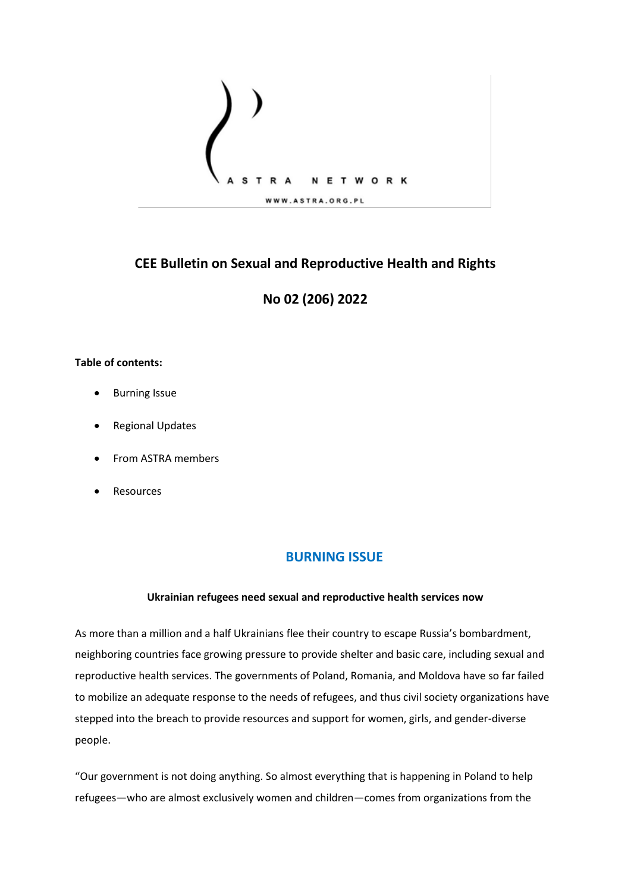ASTRA NETWORK

WWW.ASTRA.ORG.PL

# CEE Bulletin on Sexual and Reproductive Health and Rights

## No 02 (206) 2022

**Table of contents:**

- Burning Issue
- Regional Updates
- From ASTRA members
- Resources

## BURNING ISSUE

**Ukrainian refugees need sexual and reproductive health services now**

As more than a million and a half Ukrainians flee their country to escape Russia's bombardment, neighboring countries face growing pressure to provide shelter and basic care, including sexual and reproductive health services. The governments of Poland, Romania, and Moldova have so far failed to mobilize an adequate response to the needs of refugees, and thus civil society organizations have stepped into the breach to provide resources and support for women, girls, and gender-diverse people.

"Our government is not doing anything. So almost everything that is happening in Poland to help refugees—who are almost exclusively women and children—comes from organizations from the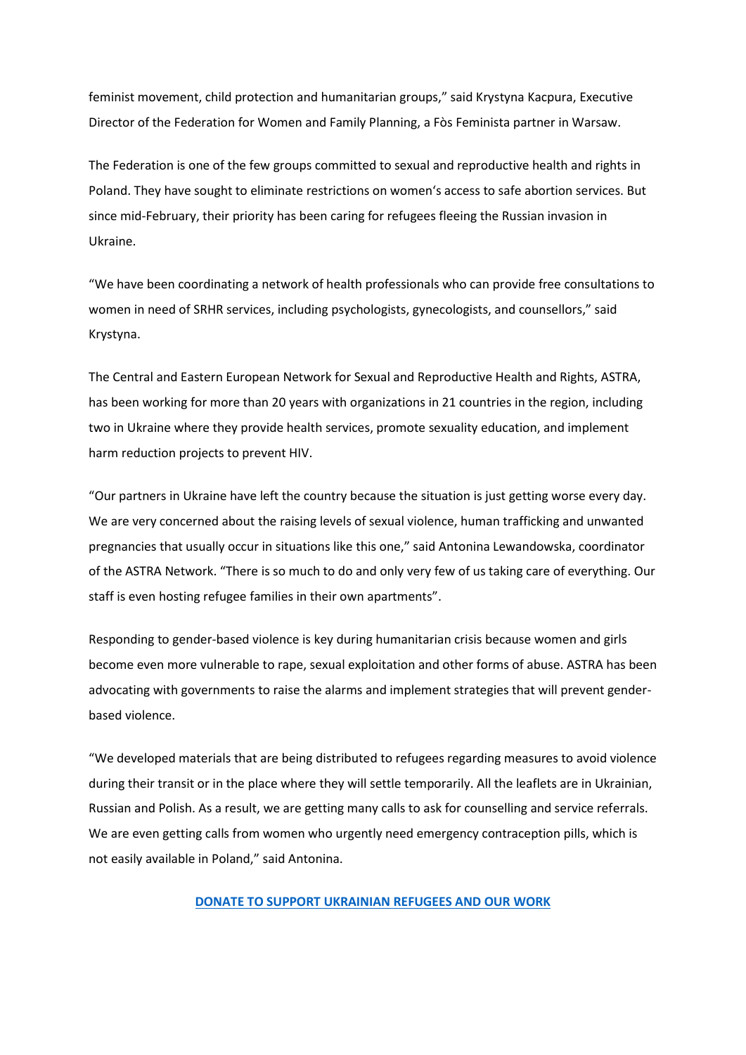feminist movement, child protection and humanitarian groups," said Krystyna Kacpura, Executive Director of the Federation for Women and Family Planning, a Fòs Feminista partner in Warsaw.

The Federation is one of the few groups committed to sexual and reproductive health and rights in Poland. They have sought to eliminate restrictions on women's access to safe abortion services. But since mid-February, their priority has been caring for refugees fleeing the Russian invasion in Ukraine.

"We have been coordinating a network of health professionals who can provide free consultations to women in need of SRHR services, including psychologists, gynecologists, and counsellors," said Krystyna.

The Central and Eastern European Network for Sexual and Reproductive Health and Rights, ASTRA, has been working for more than 20 years with organizations in 21 countries in the region, including two in Ukraine where they provide health services, promote sexuality education, and implement harm reduction projects to prevent HIV.

"Our partners in Ukraine have left the country because the situation is just getting worse every day. We are very concerned about the raising levels of sexual violence, human trafficking and unwanted pregnancies that usually occur in situations like this one," said Antonina Lewandowska, coordinator of the ASTRA Network. "There is so much to do and only very few of us taking care of everything. Our staff is even hosting refugee families in their own apartments".

Responding to gender-based violence is key during humanitarian crisis because women and girls become even more vulnerable to rape, sexual exploitation and other forms of abuse. ASTRA has been advocating with governments to raise the alarms and implement strategies that will prevent gender-based violence.

"We developed materials that are being distributed to refugees regarding measures to avoid violence during their transit or in the place where they will settle temporarily. All the leaflets are in Ukrainian, Russian and Polish. As a result, we are getting many calls to ask for counselling and service referrals. We are even getting calls from women who urgently need emergency contraception pills, which is not easily available in Poland," said Antonina.

**DONATE TO SUPPORT UKRAINIAN REFUGEES AND OUR WORK**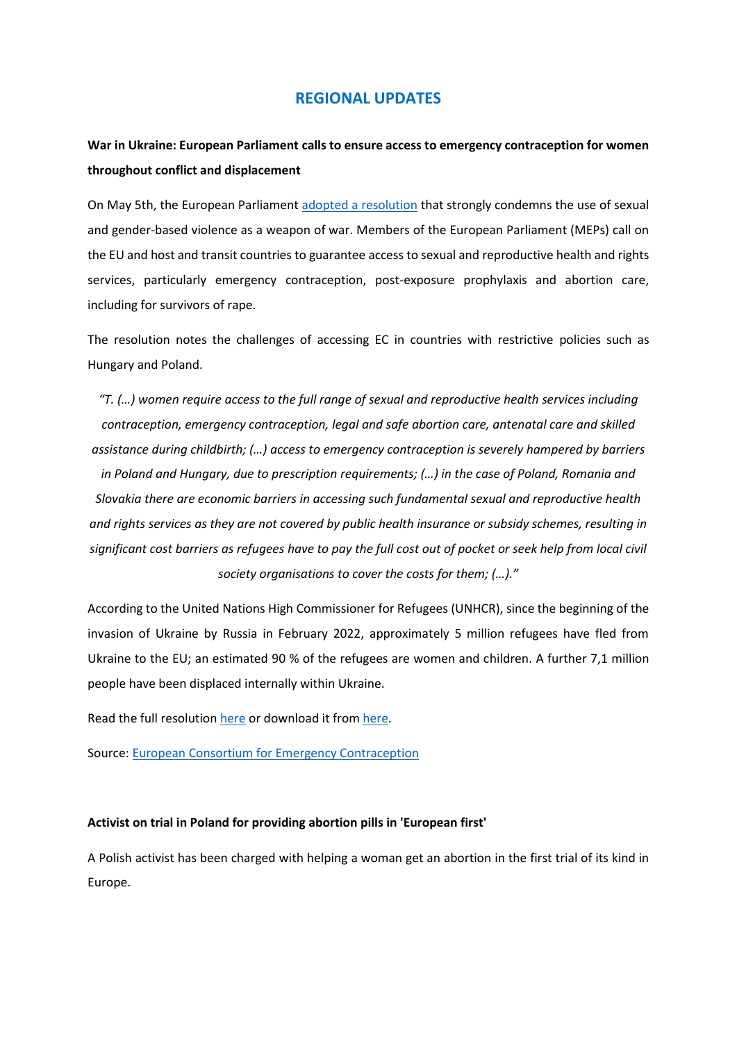## REGIONAL UPDATES

**War in Ukraine: European Parliament calls to ensure access to emergency contraception for women throughout conflict and displacement**

On May 5th, the European Parliament adopted a resolution that strongly condemns the use of sexual and gender-based violence as a weapon of war. Members of the European Parliament (MEPs) call on the EU and host and transit countries to guarantee access to sexual and reproductive health and rights services, particularly emergency contraception, post-exposure prophylaxis and abortion care, including for survivors of rape.

The resolution notes the challenges of accessing EC in countries with restrictive policies such as Hungary and Poland.

*"T. (…) women require access to the full range of sexual and reproductive health services including contraception, emergency contraception, legal and safe abortion care, antenatal care and skilled assistance during childbirth; (…) access to emergency contraception is severely hampered by barriers in Poland and Hungary, due to prescription requirements; (…) in the case of Poland, Romania and Slovakia there are economic barriers in accessing such fundamental sexual and reproductive health and rights services as they are not covered by public health insurance or subsidy schemes, resulting in significant cost barriers as refugees have to pay the full cost out of pocket or seek help from local civil society organisations to cover the costs for them; (…)."*

According to the United Nations High Commissioner for Refugees (UNHCR), since the beginning of the invasion of Ukraine by Russia in February 2022, approximately 5 million refugees have fled from Ukraine to the EU; an estimated 90 % of the refugees are women and children. A further 7,1 million people have been displaced internally within Ukraine.

Read the full resolution here or download it from here.

Source: European Consortium for Emergency Contraception

**Activist on trial in Poland for providing abortion pills in 'European first'**

A Polish activist has been charged with helping a woman get an abortion in the first trial of its kind in Europe.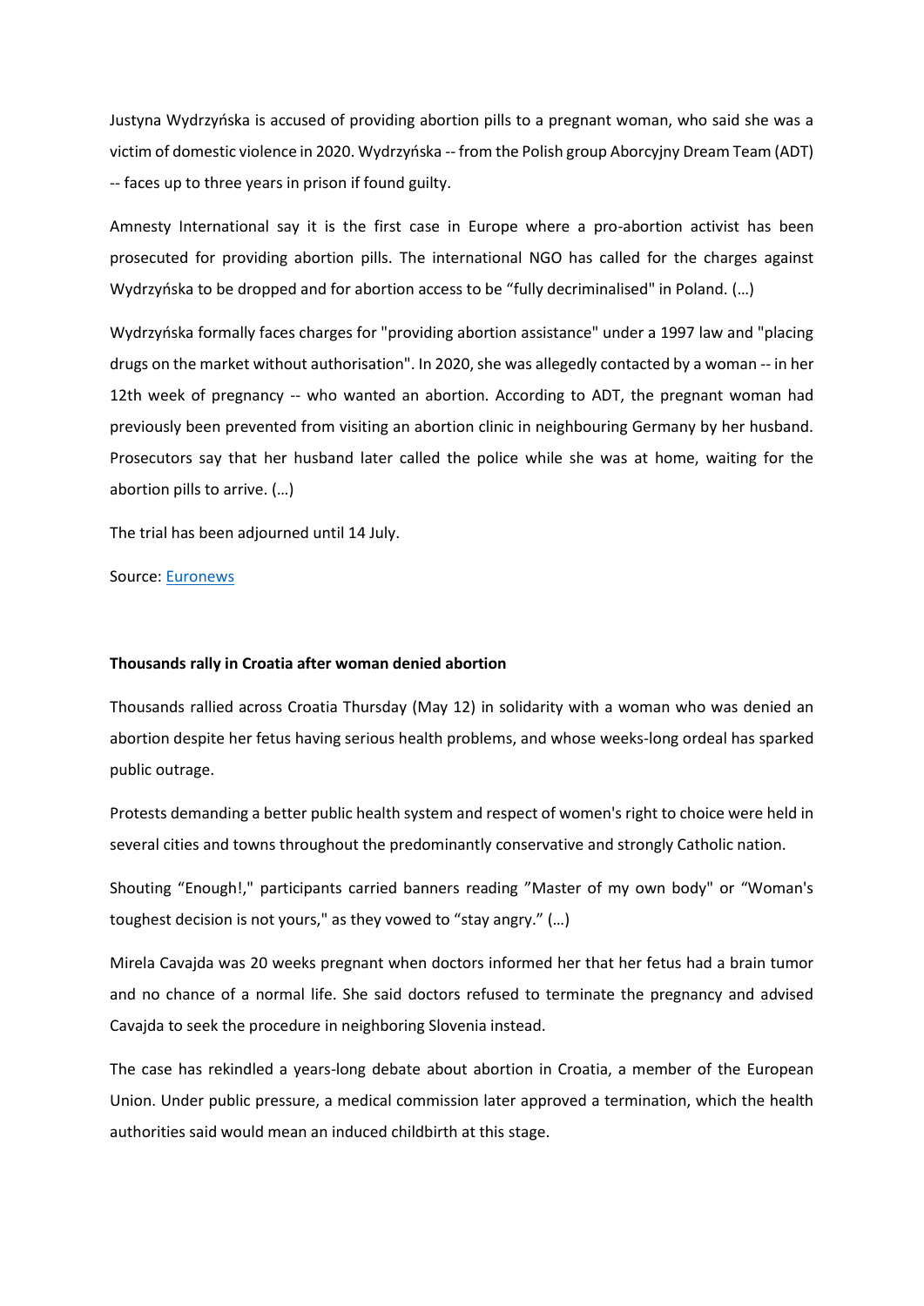Justyna Wydrzyńska is accused of providing abortion pills to a pregnant woman, who said she was a victim of domestic violence in 2020. Wydrzyńska -- from the Polish group Aborcyjny Dream Team (ADT) -- faces up to three years in prison if found guilty.

Amnesty International say it is the first case in Europe where a pro-abortion activist has been prosecuted for providing abortion pills. The international NGO has called for the charges against Wydrzyńska to be dropped and for abortion access to be "fully decriminalised" in Poland. (…)

Wydrzyńska formally faces charges for "providing abortion assistance" under a 1997 law and "placing drugs on the market without authorisation". In 2020, she was allegedly contacted by a woman -- in her 12th week of pregnancy -- who wanted an abortion. According to ADT, the pregnant woman had previously been prevented from visiting an abortion clinic in neighbouring Germany by her husband. Prosecutors say that her husband later called the police while she was at home, waiting for the abortion pills to arrive. (…)

The trial has been adjourned until 14 July.

Source: [Euronews]()

**Thousands rally in Croatia after woman denied abortion**

Thousands rallied across Croatia Thursday (May 12) in solidarity with a woman who was denied an abortion despite her fetus having serious health problems, and whose weeks-long ordeal has sparked public outrage.

Protests demanding a better public health system and respect of women's right to choice were held in several cities and towns throughout the predominantly conservative and strongly Catholic nation.

Shouting "Enough!," participants carried banners reading "Master of my own body" or "Woman's toughest decision is not yours," as they vowed to "stay angry." (…)

Mirela Cavajda was 20 weeks pregnant when doctors informed her that her fetus had a brain tumor and no chance of a normal life. She said doctors refused to terminate the pregnancy and advised Cavajda to seek the procedure in neighboring Slovenia instead.

The case has rekindled a years-long debate about abortion in Croatia, a member of the European Union. Under public pressure, a medical commission later approved a termination, which the health authorities said would mean an induced childbirth at this stage.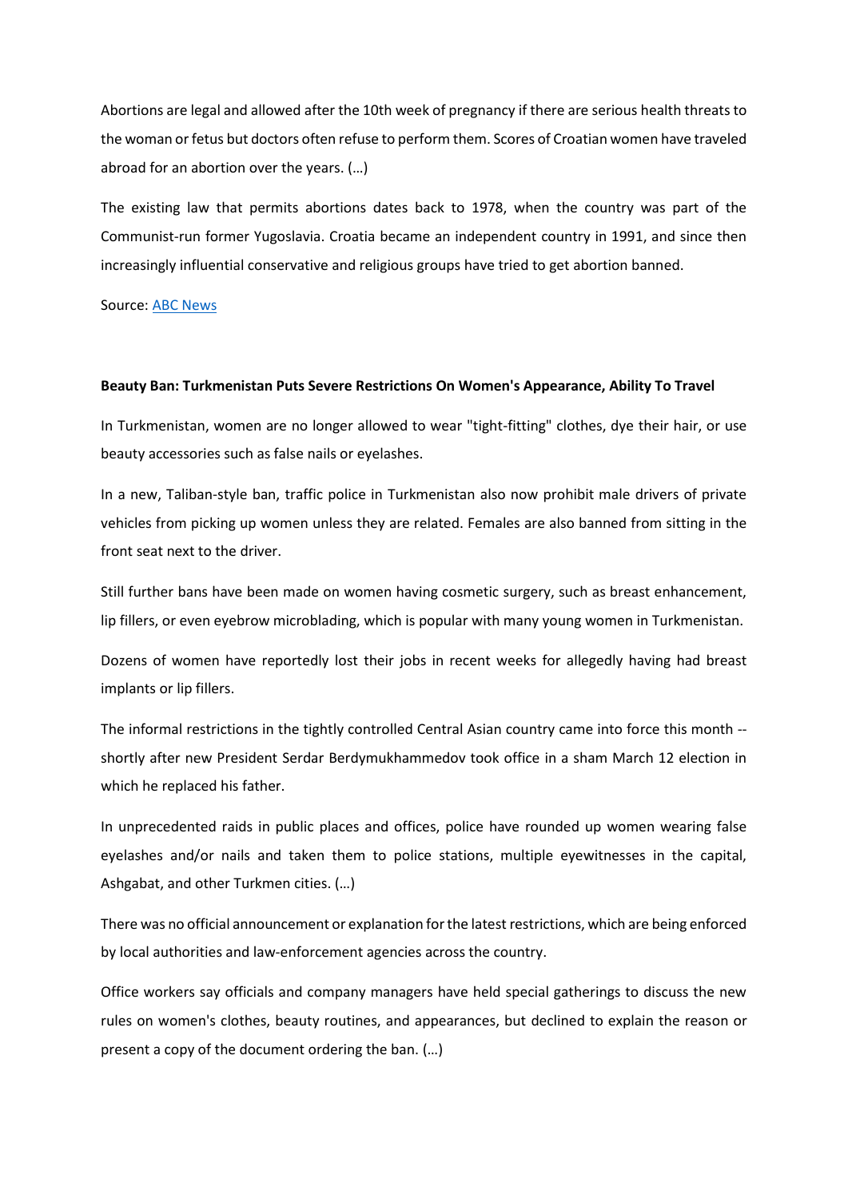Abortions are legal and allowed after the 10th week of pregnancy if there are serious health threats to the woman or fetus but doctors often refuse to perform them. Scores of Croatian women have traveled abroad for an abortion over the years. (…)

The existing law that permits abortions dates back to 1978, when the country was part of the Communist-run former Yugoslavia. Croatia became an independent country in 1991, and since then increasingly influential conservative and religious groups have tried to get abortion banned.

Source: [ABC News]()

**Beauty Ban: Turkmenistan Puts Severe Restrictions On Women's Appearance, Ability To Travel**

In Turkmenistan, women are no longer allowed to wear "tight-fitting" clothes, dye their hair, or use beauty accessories such as false nails or eyelashes.

In a new, Taliban-style ban, traffic police in Turkmenistan also now prohibit male drivers of private vehicles from picking up women unless they are related. Females are also banned from sitting in the front seat next to the driver.

Still further bans have been made on women having cosmetic surgery, such as breast enhancement, lip fillers, or even eyebrow microblading, which is popular with many young women in Turkmenistan.

Dozens of women have reportedly lost their jobs in recent weeks for allegedly having had breast implants or lip fillers.

The informal restrictions in the tightly controlled Central Asian country came into force this month -- shortly after new President Serdar Berdymukhammedov took office in a sham March 12 election in which he replaced his father.

In unprecedented raids in public places and offices, police have rounded up women wearing false eyelashes and/or nails and taken them to police stations, multiple eyewitnesses in the capital, Ashgabat, and other Turkmen cities. (…)

There was no official announcement or explanation for the latest restrictions, which are being enforced by local authorities and law-enforcement agencies across the country.

Office workers say officials and company managers have held special gatherings to discuss the new rules on women's clothes, beauty routines, and appearances, but declined to explain the reason or present a copy of the document ordering the ban. (…)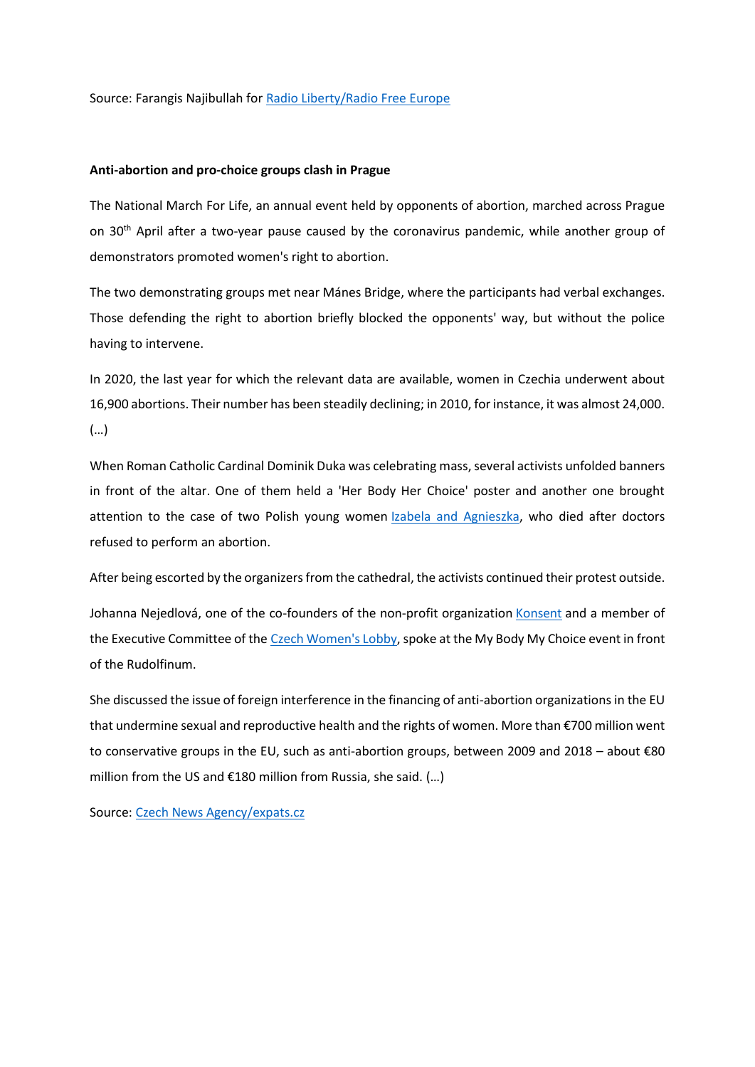Source: Farangis Najibullah for [Radio Liberty/Radio Free Europe]

**Anti-abortion and pro-choice groups clash in Prague**

The National March For Life, an annual event held by opponents of abortion, marched across Prague on 30th April after a two-year pause caused by the coronavirus pandemic, while another group of demonstrators promoted women's right to abortion.

The two demonstrating groups met near Mánes Bridge, where the participants had verbal exchanges. Those defending the right to abortion briefly blocked the opponents' way, but without the police having to intervene.

In 2020, the last year for which the relevant data are available, women in Czechia underwent about 16,900 abortions. Their number has been steadily declining; in 2010, for instance, it was almost 24,000. (…)

When Roman Catholic Cardinal Dominik Duka was celebrating mass, several activists unfolded banners in front of the altar. One of them held a 'Her Body Her Choice' poster and another one brought attention to the case of two Polish young women [Izabela and Agnieszka], who died after doctors refused to perform an abortion.

After being escorted by the organizers from the cathedral, the activists continued their protest outside.

Johanna Nejedlová, one of the co-founders of the non-profit organization [Konsent] and a member of the Executive Committee of the [Czech Women's Lobby], spoke at the My Body My Choice event in front of the Rudolfinum.

She discussed the issue of foreign interference in the financing of anti-abortion organizations in the EU that undermine sexual and reproductive health and the rights of women. More than €700 million went to conservative groups in the EU, such as anti-abortion groups, between 2009 and 2018 – about €80 million from the US and €180 million from Russia, she said. (…)

Source: [Czech News Agency/expats.cz]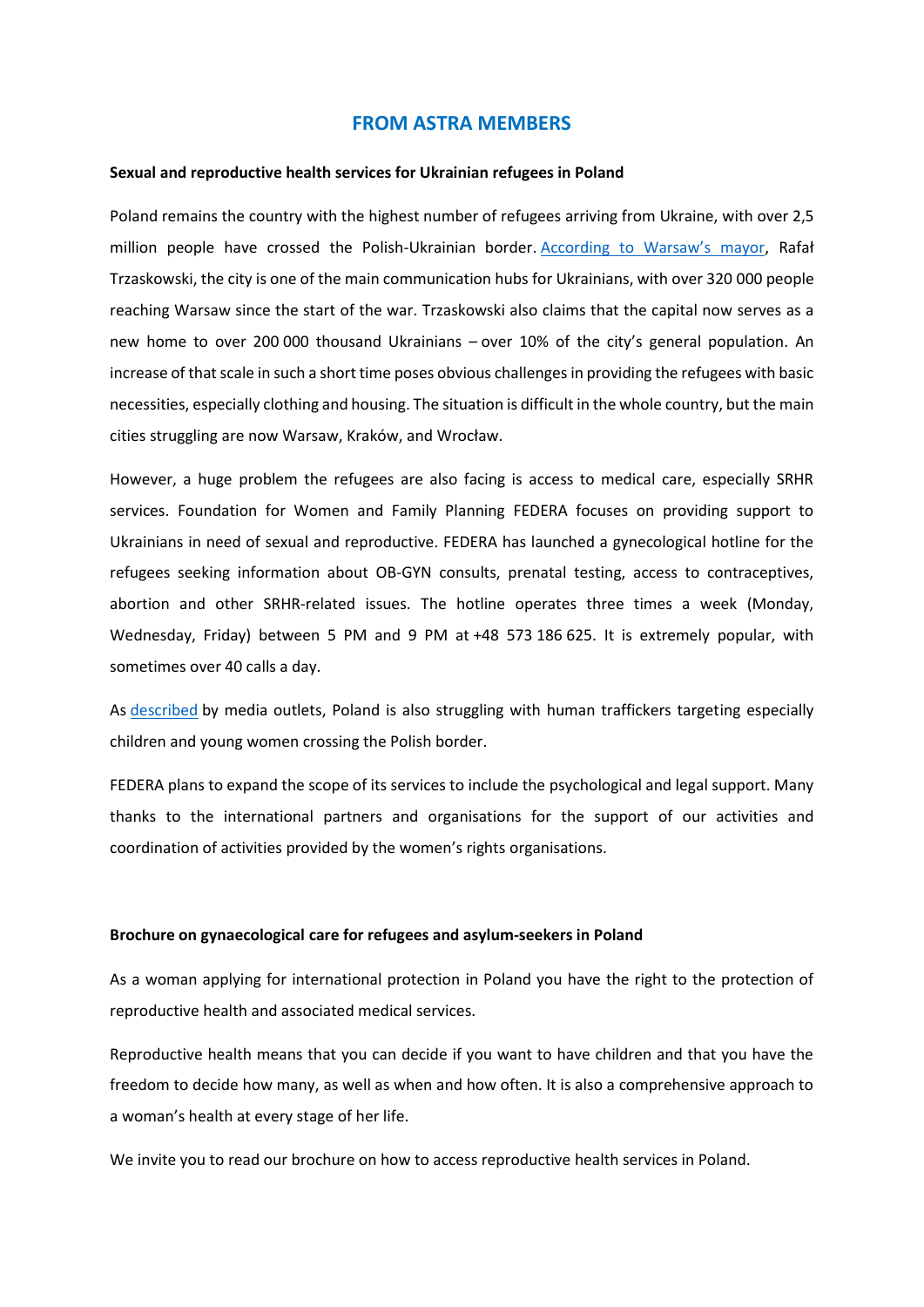# FROM ASTRA MEMBERS

**Sexual and reproductive health services for Ukrainian refugees in Poland**

Poland remains the country with the highest number of refugees arriving from Ukraine, with over 2,5 million people have crossed the Polish-Ukrainian border. According to Warsaw's mayor, Rafał Trzaskowski, the city is one of the main communication hubs for Ukrainians, with over 320 000 people reaching Warsaw since the start of the war. Trzaskowski also claims that the capital now serves as a new home to over 200 000 thousand Ukrainians – over 10% of the city's general population. An increase of that scale in such a short time poses obvious challenges in providing the refugees with basic necessities, especially clothing and housing. The situation is difficult in the whole country, but the main cities struggling are now Warsaw, Kraków, and Wrocław.

However, a huge problem the refugees are also facing is access to medical care, especially SRHR services. Foundation for Women and Family Planning FEDERA focuses on providing support to Ukrainians in need of sexual and reproductive. FEDERA has launched a gynecological hotline for the refugees seeking information about OB-GYN consults, prenatal testing, access to contraceptives, abortion and other SRHR-related issues. The hotline operates three times a week (Monday, Wednesday, Friday) between 5 PM and 9 PM at +48 573 186 625. It is extremely popular, with sometimes over 40 calls a day.

As described by media outlets, Poland is also struggling with human traffickers targeting especially children and young women crossing the Polish border.

FEDERA plans to expand the scope of its services to include the psychological and legal support. Many thanks to the international partners and organisations for the support of our activities and coordination of activities provided by the women's rights organisations.

**Brochure on gynaecological care for refugees and asylum-seekers in Poland**

As a woman applying for international protection in Poland you have the right to the protection of reproductive health and associated medical services.

Reproductive health means that you can decide if you want to have children and that you have the freedom to decide how many, as well as when and how often. It is also a comprehensive approach to a woman's health at every stage of her life.

We invite you to read our brochure on how to access reproductive health services in Poland.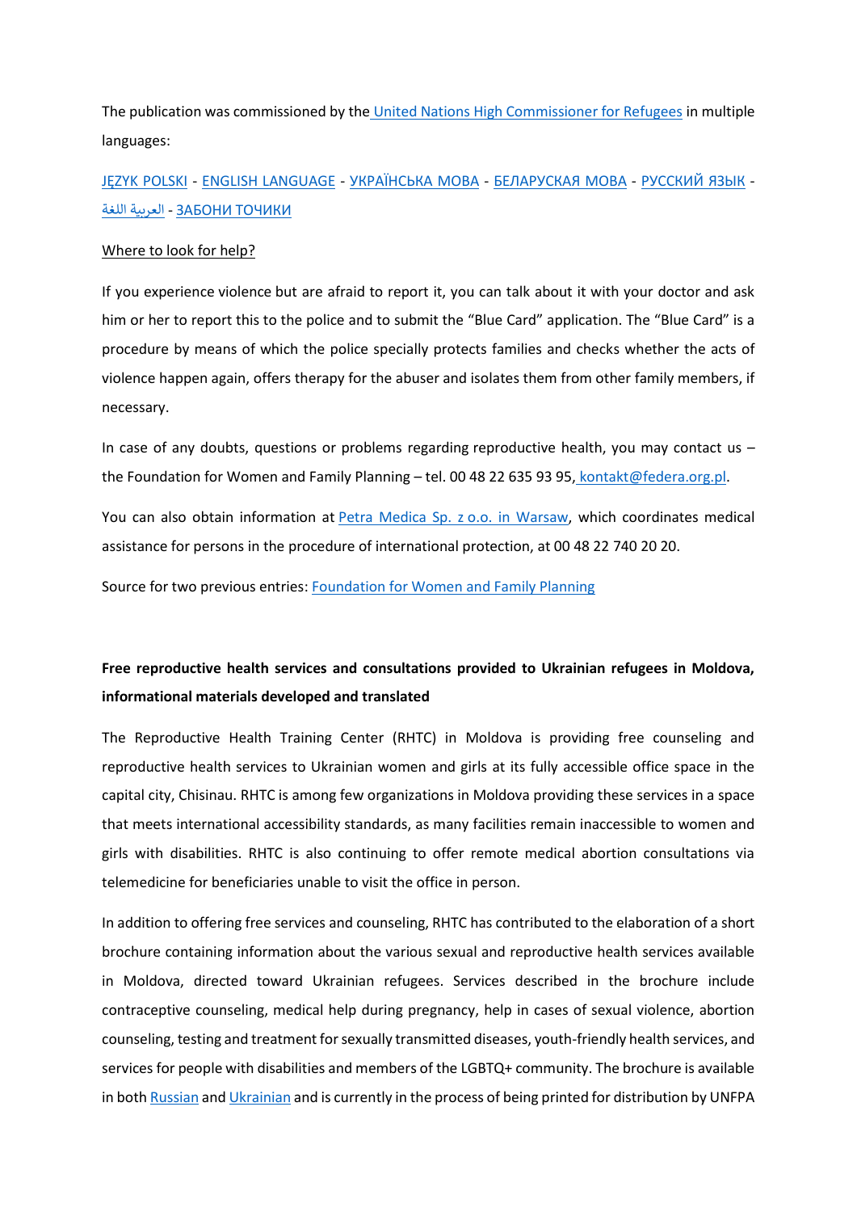The publication was commissioned by the United Nations High Commissioner for Refugees in multiple languages:

JĘZYK POLSKI - ENGLISH LANGUAGE - УКРАЇНСЬКА МОВА - БЕЛАРУСКАЯ МОВА - РУССКИЙ ЯЗЫК - العربية اللغة - ЗАБОНИ ТОЧИКИ

Where to look for help?

If you experience violence but are afraid to report it, you can talk about it with your doctor and ask him or her to report this to the police and to submit the "Blue Card" application. The "Blue Card" is a procedure by means of which the police specially protects families and checks whether the acts of violence happen again, offers therapy for the abuser and isolates them from other family members, if necessary.

In case of any doubts, questions or problems regarding reproductive health, you may contact us – the Foundation for Women and Family Planning – tel. 00 48 22 635 93 95, kontakt@federa.org.pl.

You can also obtain information at Petra Medica Sp. z o.o. in Warsaw, which coordinates medical assistance for persons in the procedure of international protection, at 00 48 22 740 20 20.

Source for two previous entries: Foundation for Women and Family Planning

**Free reproductive health services and consultations provided to Ukrainian refugees in Moldova, informational materials developed and translated**

The Reproductive Health Training Center (RHTC) in Moldova is providing free counseling and reproductive health services to Ukrainian women and girls at its fully accessible office space in the capital city, Chisinau. RHTC is among few organizations in Moldova providing these services in a space that meets international accessibility standards, as many facilities remain inaccessible to women and girls with disabilities. RHTC is also continuing to offer remote medical abortion consultations via telemedicine for beneficiaries unable to visit the office in person.

In addition to offering free services and counseling, RHTC has contributed to the elaboration of a short brochure containing information about the various sexual and reproductive health services available in Moldova, directed toward Ukrainian refugees. Services described in the brochure include contraceptive counseling, medical help during pregnancy, help in cases of sexual violence, abortion counseling, testing and treatment for sexually transmitted diseases, youth-friendly health services, and services for people with disabilities and members of the LGBTQ+ community. The brochure is available in both Russian and Ukrainian and is currently in the process of being printed for distribution by UNFPA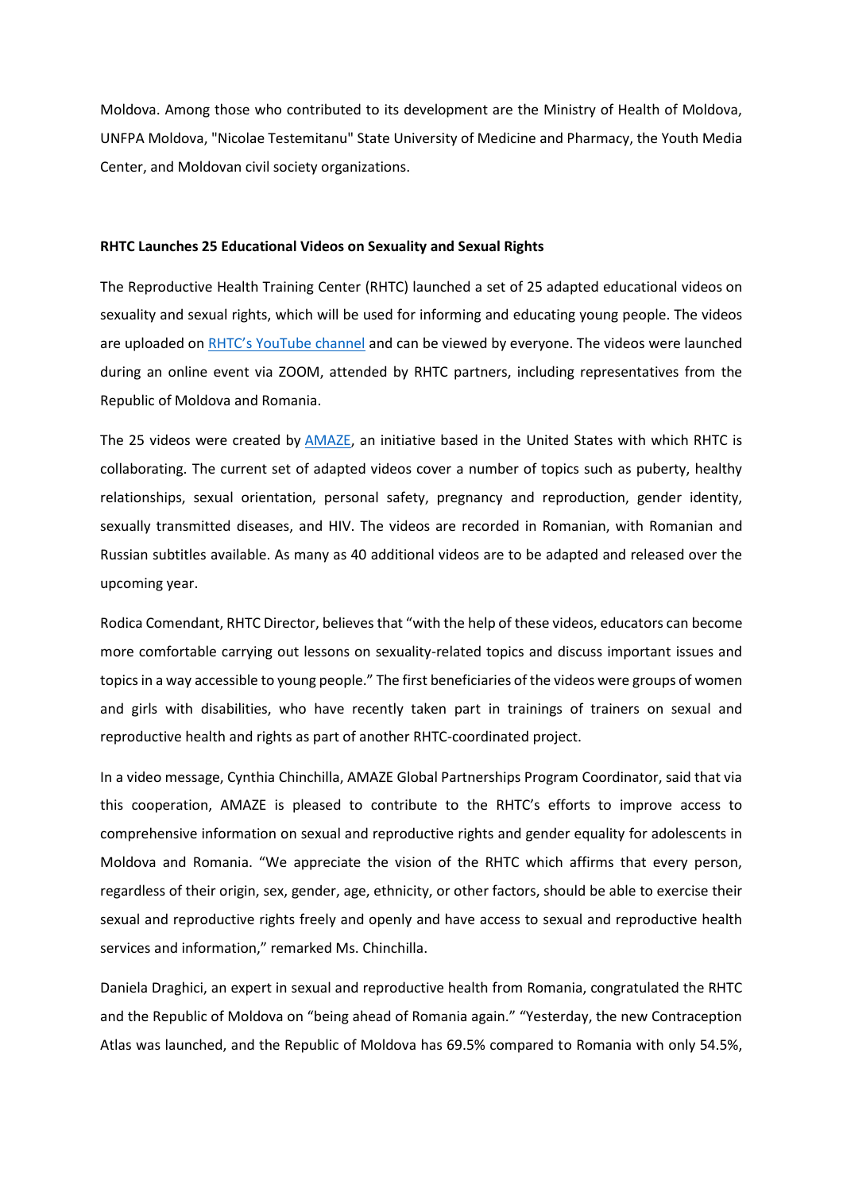Moldova. Among those who contributed to its development are the Ministry of Health of Moldova, UNFPA Moldova, "Nicolae Testemitanu" State University of Medicine and Pharmacy, the Youth Media Center, and Moldovan civil society organizations.

**RHTC Launches 25 Educational Videos on Sexuality and Sexual Rights**

The Reproductive Health Training Center (RHTC) launched a set of 25 adapted educational videos on sexuality and sexual rights, which will be used for informing and educating young people. The videos are uploaded on RHTC's YouTube channel and can be viewed by everyone. The videos were launched during an online event via ZOOM, attended by RHTC partners, including representatives from the Republic of Moldova and Romania.

The 25 videos were created by AMAZE, an initiative based in the United States with which RHTC is collaborating. The current set of adapted videos cover a number of topics such as puberty, healthy relationships, sexual orientation, personal safety, pregnancy and reproduction, gender identity, sexually transmitted diseases, and HIV. The videos are recorded in Romanian, with Romanian and Russian subtitles available. As many as 40 additional videos are to be adapted and released over the upcoming year.

Rodica Comendant, RHTC Director, believes that "with the help of these videos, educators can become more comfortable carrying out lessons on sexuality-related topics and discuss important issues and topics in a way accessible to young people." The first beneficiaries of the videos were groups of women and girls with disabilities, who have recently taken part in trainings of trainers on sexual and reproductive health and rights as part of another RHTC-coordinated project.

In a video message, Cynthia Chinchilla, AMAZE Global Partnerships Program Coordinator, said that via this cooperation, AMAZE is pleased to contribute to the RHTC's efforts to improve access to comprehensive information on sexual and reproductive rights and gender equality for adolescents in Moldova and Romania. "We appreciate the vision of the RHTC which affirms that every person, regardless of their origin, sex, gender, age, ethnicity, or other factors, should be able to exercise their sexual and reproductive rights freely and openly and have access to sexual and reproductive health services and information," remarked Ms. Chinchilla.

Daniela Draghici, an expert in sexual and reproductive health from Romania, congratulated the RHTC and the Republic of Moldova on "being ahead of Romania again." "Yesterday, the new Contraception Atlas was launched, and the Republic of Moldova has 69.5% compared to Romania with only 54.5%,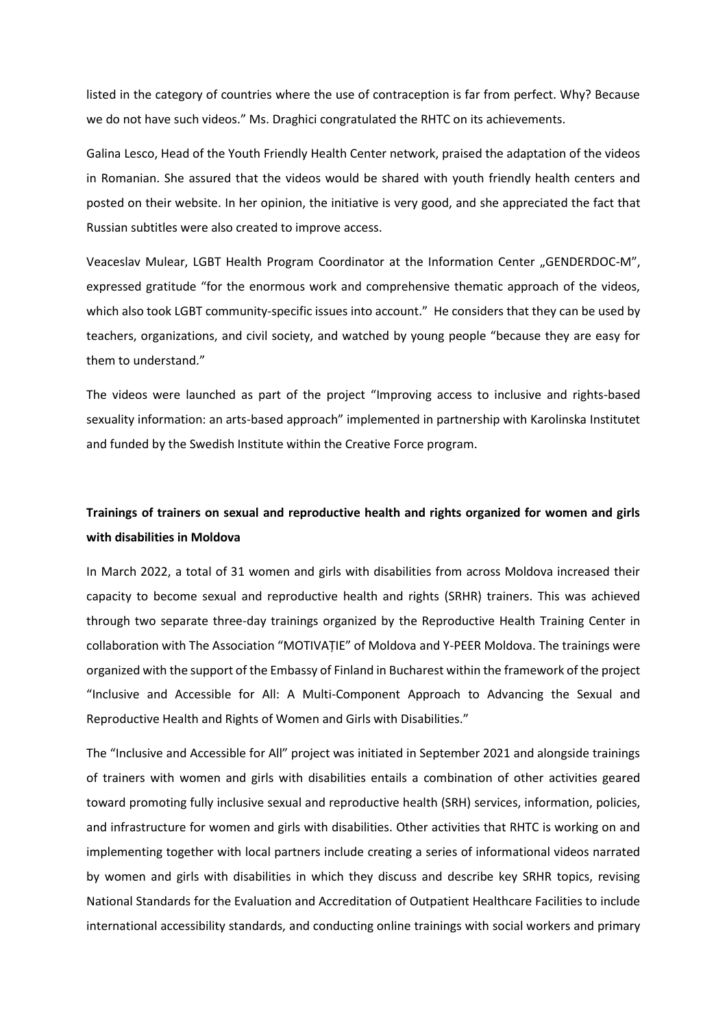listed in the category of countries where the use of contraception is far from perfect. Why? Because we do not have such videos." Ms. Draghici congratulated the RHTC on its achievements.

Galina Lesco, Head of the Youth Friendly Health Center network, praised the adaptation of the videos in Romanian. She assured that the videos would be shared with youth friendly health centers and posted on their website. In her opinion, the initiative is very good, and she appreciated the fact that Russian subtitles were also created to improve access.

Veaceslav Mulear, LGBT Health Program Coordinator at the Information Center „GENDERDOC-M", expressed gratitude "for the enormous work and comprehensive thematic approach of the videos, which also took LGBT community-specific issues into account." He considers that they can be used by teachers, organizations, and civil society, and watched by young people "because they are easy for them to understand."

The videos were launched as part of the project "Improving access to inclusive and rights-based sexuality information: an arts-based approach" implemented in partnership with Karolinska Institutet and funded by the Swedish Institute within the Creative Force program.

**Trainings of trainers on sexual and reproductive health and rights organized for women and girls with disabilities in Moldova**

In March 2022, a total of 31 women and girls with disabilities from across Moldova increased their capacity to become sexual and reproductive health and rights (SRHR) trainers. This was achieved through two separate three-day trainings organized by the Reproductive Health Training Center in collaboration with The Association "MOTIVAȚIE" of Moldova and Y-PEER Moldova. The trainings were organized with the support of the Embassy of Finland in Bucharest within the framework of the project "Inclusive and Accessible for All: A Multi-Component Approach to Advancing the Sexual and Reproductive Health and Rights of Women and Girls with Disabilities."

The "Inclusive and Accessible for All" project was initiated in September 2021 and alongside trainings of trainers with women and girls with disabilities entails a combination of other activities geared toward promoting fully inclusive sexual and reproductive health (SRH) services, information, policies, and infrastructure for women and girls with disabilities. Other activities that RHTC is working on and implementing together with local partners include creating a series of informational videos narrated by women and girls with disabilities in which they discuss and describe key SRHR topics, revising National Standards for the Evaluation and Accreditation of Outpatient Healthcare Facilities to include international accessibility standards, and conducting online trainings with social workers and primary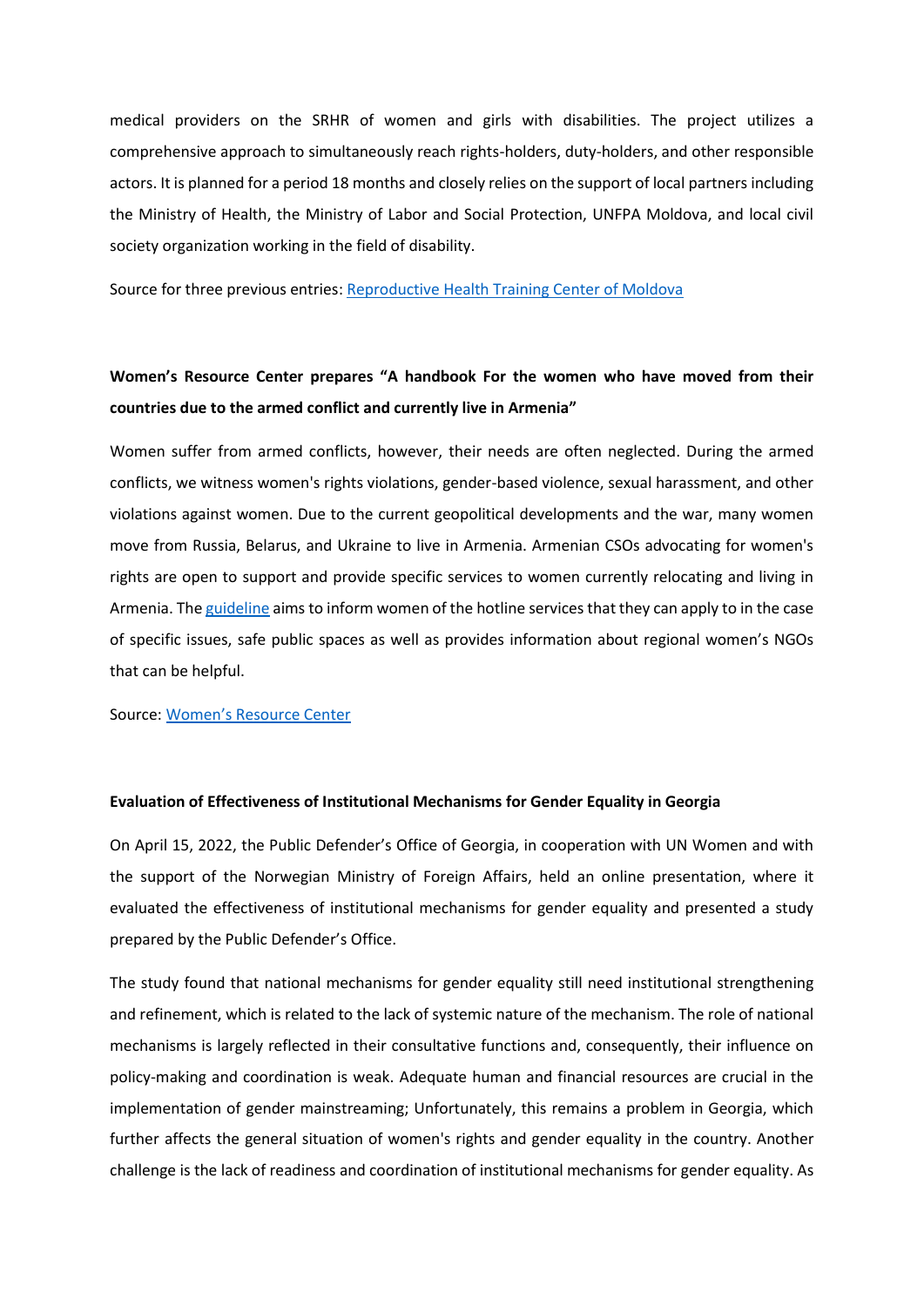medical providers on the SRHR of women and girls with disabilities. The project utilizes a comprehensive approach to simultaneously reach rights-holders, duty-holders, and other responsible actors. It is planned for a period 18 months and closely relies on the support of local partners including the Ministry of Health, the Ministry of Labor and Social Protection, UNFPA Moldova, and local civil society organization working in the field of disability.

Source for three previous entries: Reproductive Health Training Center of Moldova

**Women's Resource Center prepares "A handbook For the women who have moved from their countries due to the armed conflict and currently live in Armenia"**

Women suffer from armed conflicts, however, their needs are often neglected. During the armed conflicts, we witness women's rights violations, gender-based violence, sexual harassment, and other violations against women. Due to the current geopolitical developments and the war, many women move from Russia, Belarus, and Ukraine to live in Armenia. Armenian CSOs advocating for women's rights are open to support and provide specific services to women currently relocating and living in Armenia. The guideline aims to inform women of the hotline services that they can apply to in the case of specific issues, safe public spaces as well as provides information about regional women's NGOs that can be helpful.

Source: Women's Resource Center

**Evaluation of Effectiveness of Institutional Mechanisms for Gender Equality in Georgia**

On April 15, 2022, the Public Defender's Office of Georgia, in cooperation with UN Women and with the support of the Norwegian Ministry of Foreign Affairs, held an online presentation, where it evaluated the effectiveness of institutional mechanisms for gender equality and presented a study prepared by the Public Defender's Office.

The study found that national mechanisms for gender equality still need institutional strengthening and refinement, which is related to the lack of systemic nature of the mechanism. The role of national mechanisms is largely reflected in their consultative functions and, consequently, their influence on policy-making and coordination is weak. Adequate human and financial resources are crucial in the implementation of gender mainstreaming; Unfortunately, this remains a problem in Georgia, which further affects the general situation of women's rights and gender equality in the country. Another challenge is the lack of readiness and coordination of institutional mechanisms for gender equality. As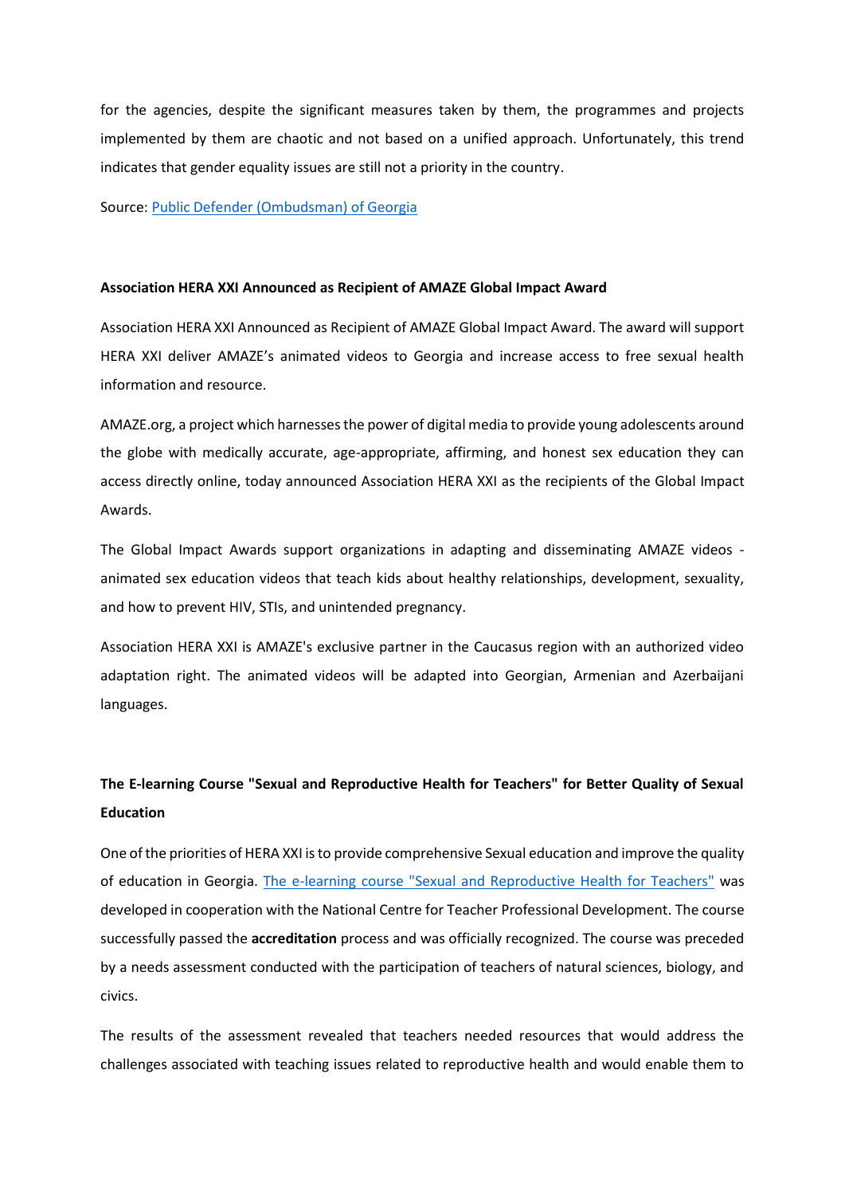for the agencies, despite the significant measures taken by them, the programmes and projects implemented by them are chaotic and not based on a unified approach. Unfortunately, this trend indicates that gender equality issues are still not a priority in the country.

Source: [Public Defender (Ombudsman) of Georgia]()

### Association HERA XXI Announced as Recipient of AMAZE Global Impact Award

Association HERA XXI Announced as Recipient of AMAZE Global Impact Award. The award will support HERA XXI deliver AMAZE's animated videos to Georgia and increase access to free sexual health information and resource.

AMAZE.org, a project which harnesses the power of digital media to provide young adolescents around the globe with medically accurate, age-appropriate, affirming, and honest sex education they can access directly online, today announced Association HERA XXI as the recipients of the Global Impact Awards.

The Global Impact Awards support organizations in adapting and disseminating AMAZE videos - animated sex education videos that teach kids about healthy relationships, development, sexuality, and how to prevent HIV, STIs, and unintended pregnancy.

Association HERA XXI is AMAZE's exclusive partner in the Caucasus region with an authorized video adaptation right. The animated videos will be adapted into Georgian, Armenian and Azerbaijani languages.

### The E-learning Course "Sexual and Reproductive Health for Teachers" for Better Quality of Sexual Education

One of the priorities of HERA XXI is to provide comprehensive Sexual education and improve the quality of education in Georgia. [The e-learning course "Sexual and Reproductive Health for Teachers"]() was developed in cooperation with the National Centre for Teacher Professional Development. The course successfully passed the **accreditation** process and was officially recognized. The course was preceded by a needs assessment conducted with the participation of teachers of natural sciences, biology, and civics.

The results of the assessment revealed that teachers needed resources that would address the challenges associated with teaching issues related to reproductive health and would enable them to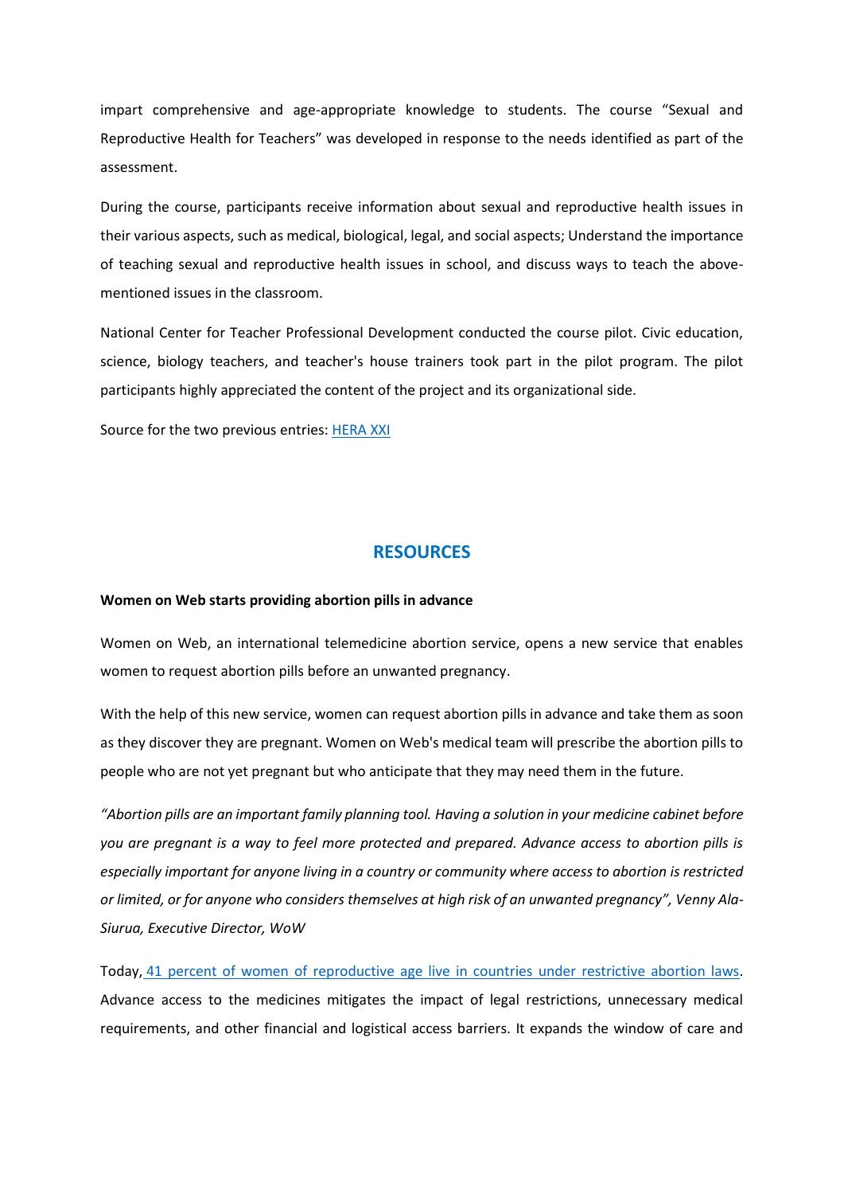impart comprehensive and age-appropriate knowledge to students. The course “Sexual and Reproductive Health for Teachers” was developed in response to the needs identified as part of the assessment.

During the course, participants receive information about sexual and reproductive health issues in their various aspects, such as medical, biological, legal, and social aspects; Understand the importance of teaching sexual and reproductive health issues in school, and discuss ways to teach the above-mentioned issues in the classroom.

National Center for Teacher Professional Development conducted the course pilot. Civic education, science, biology teachers, and teacher's house trainers took part in the pilot program. The pilot participants highly appreciated the content of the project and its organizational side.

Source for the two previous entries: HERA XXI

## RESOURCES

**Women on Web starts providing abortion pills in advance**

Women on Web, an international telemedicine abortion service, opens a new service that enables women to request abortion pills before an unwanted pregnancy.

With the help of this new service, women can request abortion pills in advance and take them as soon as they discover they are pregnant. Women on Web's medical team will prescribe the abortion pills to people who are not yet pregnant but who anticipate that they may need them in the future.

*“Abortion pills are an important family planning tool. Having a solution in your medicine cabinet before you are pregnant is a way to feel more protected and prepared. Advance access to abortion pills is especially important for anyone living in a country or community where access to abortion is restricted or limited, or for anyone who considers themselves at high risk of an unwanted pregnancy”, Venny Ala-Siurua, Executive Director, WoW*

Today, 41 percent of women of reproductive age live in countries under restrictive abortion laws. Advance access to the medicines mitigates the impact of legal restrictions, unnecessary medical requirements, and other financial and logistical access barriers. It expands the window of care and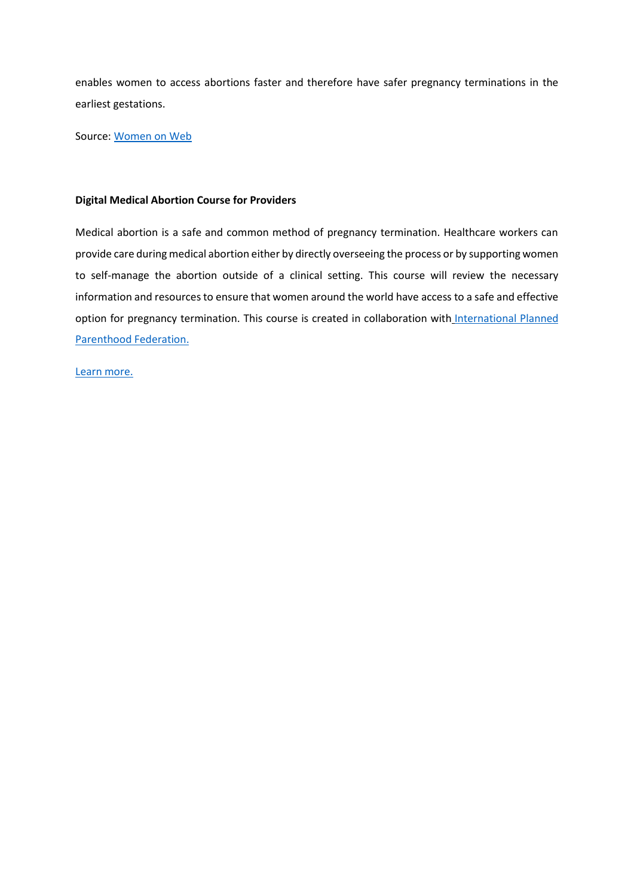enables women to access abortions faster and therefore have safer pregnancy terminations in the earliest gestations.

Source: Women on Web

**Digital Medical Abortion Course for Providers**

Medical abortion is a safe and common method of pregnancy termination. Healthcare workers can provide care during medical abortion either by directly overseeing the process or by supporting women to self-manage the abortion outside of a clinical setting. This course will review the necessary information and resources to ensure that women around the world have access to a safe and effective option for pregnancy termination. This course is created in collaboration with International Planned Parenthood Federation.

Learn more.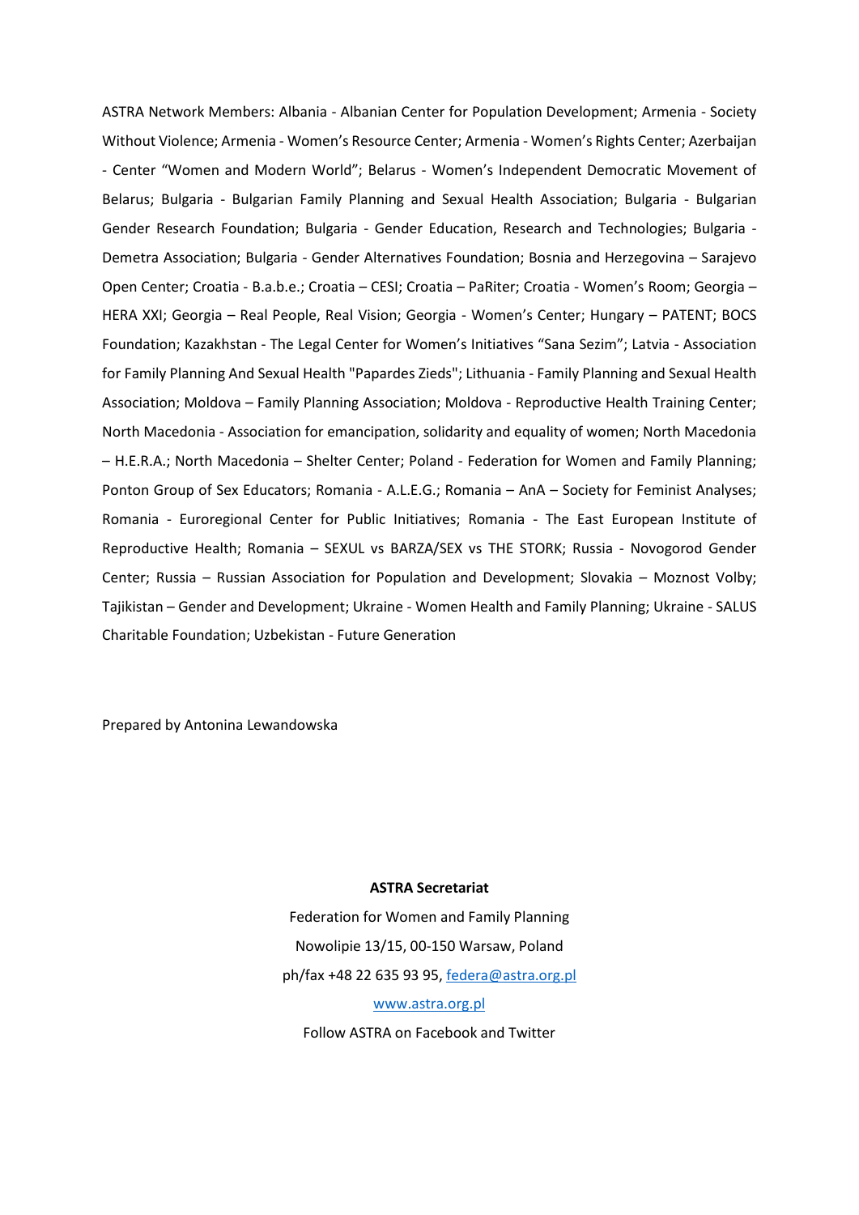ASTRA Network Members: Albania - Albanian Center for Population Development; Armenia - Society Without Violence; Armenia - Women's Resource Center; Armenia - Women's Rights Center; Azerbaijan - Center "Women and Modern World"; Belarus - Women's Independent Democratic Movement of Belarus; Bulgaria - Bulgarian Family Planning and Sexual Health Association; Bulgaria - Bulgarian Gender Research Foundation; Bulgaria - Gender Education, Research and Technologies; Bulgaria - Demetra Association; Bulgaria - Gender Alternatives Foundation; Bosnia and Herzegovina – Sarajevo Open Center; Croatia - B.a.b.e.; Croatia – CESI; Croatia – PaRiter; Croatia - Women's Room; Georgia – HERA XXI; Georgia – Real People, Real Vision; Georgia - Women's Center; Hungary – PATENT; BOCS Foundation; Kazakhstan - The Legal Center for Women's Initiatives "Sana Sezim"; Latvia - Association for Family Planning And Sexual Health "Papardes Zieds"; Lithuania - Family Planning and Sexual Health Association; Moldova – Family Planning Association; Moldova - Reproductive Health Training Center; North Macedonia - Association for emancipation, solidarity and equality of women; North Macedonia – H.E.R.A.; North Macedonia – Shelter Center; Poland - Federation for Women and Family Planning; Ponton Group of Sex Educators; Romania - A.L.E.G.; Romania – AnA – Society for Feminist Analyses; Romania - Euroregional Center for Public Initiatives; Romania - The East European Institute of Reproductive Health; Romania – SEXUL vs BARZA/SEX vs THE STORK; Russia - Novogorod Gender Center; Russia – Russian Association for Population and Development; Slovakia – Moznost Volby; Tajikistan – Gender and Development; Ukraine - Women Health and Family Planning; Ukraine - SALUS Charitable Foundation; Uzbekistan - Future Generation

Prepared by Antonina Lewandowska

**ASTRA Secretariat**

Federation for Women and Family Planning

Nowolipie 13/15, 00-150 Warsaw, Poland

ph/fax +48 22 635 93 95, federa@astra.org.pl

www.astra.org.pl

Follow ASTRA on Facebook and Twitter